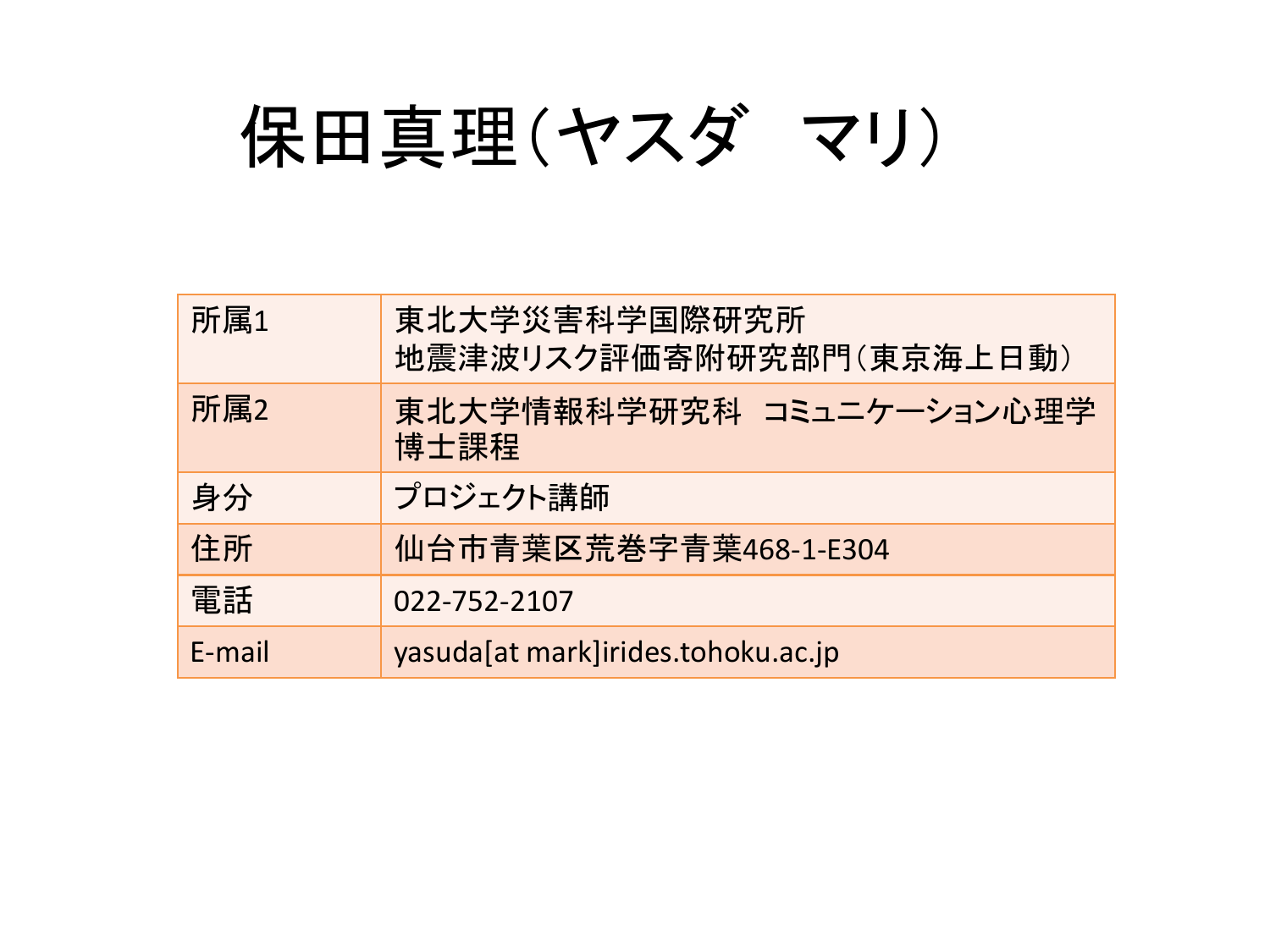# 保田真理（ヤスダ　マリ）

| 所属1 | 東北大学災害科学国際研究所<br>地震津波リスク評価寄附研究部門（東京海上日動） |
| --- | --- |
| 所属2 | 東北大学情報科学研究科　コミュニケーション心理学博士課程 |
| 身分 | プロジェクト講師 |
| 住所 | 仙台市青葉区荒巻字青葉468-1-E304 |
| 電話 | 022-752-2107 |
| E-mail | yasuda[at mark]irides.tohoku.ac.jp |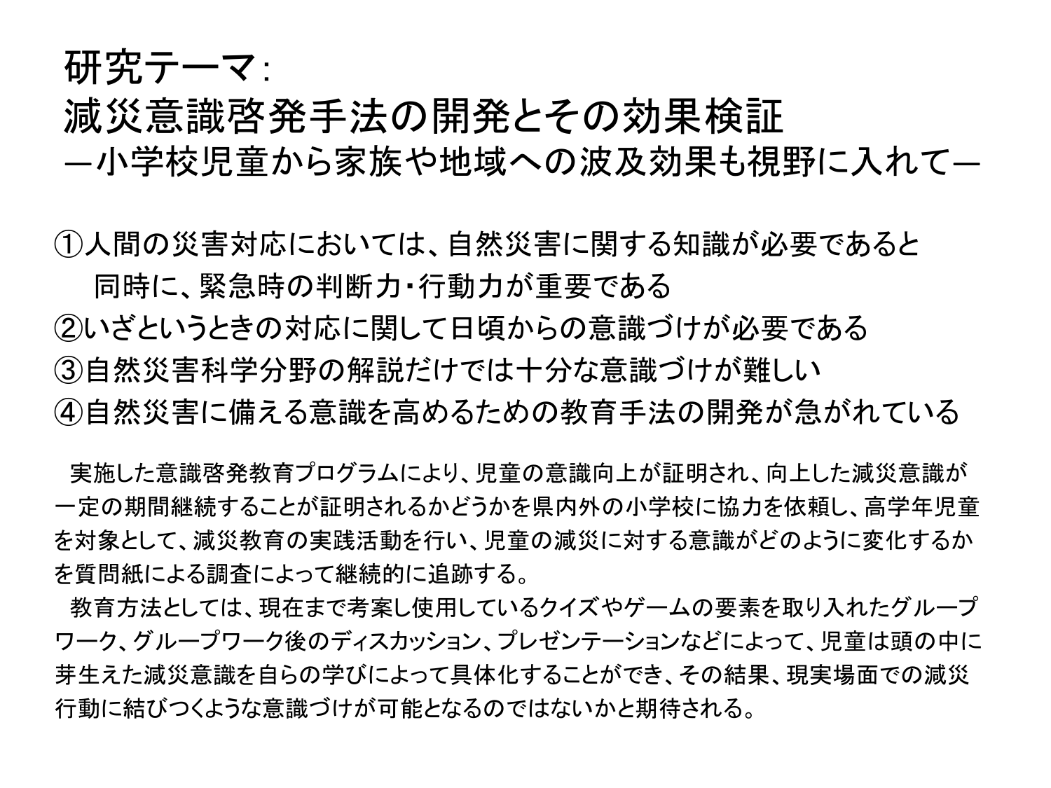# 研究テーマ：
# 減災意識啓発手法の開発とその効果検証
## ―小学校児童から家族や地域への波及効果も視野に入れて―

①人間の災害対応においては、自然災害に関する知識が必要であると同時に、緊急時の判断力・行動力が重要である

②いざというときの対応に関して日頃からの意識づけが必要である

③自然災害科学分野の解説だけでは十分な意識づけが難しい

④自然災害に備える意識を高めるための教育手法の開発が急がれている

実施した意識啓発教育プログラムにより、児童の意識向上が証明され、向上した減災意識が一定の期間継続することが証明されるかどうかを県内外の小学校に協力を依頼し、高学年児童を対象として、減災教育の実践活動を行い、児童の減災に対する意識がどのように変化するかを質問紙による調査によって継続的に追跡する。

教育方法としては、現在まで考案し使用しているクイズやゲームの要素を取り入れたグループワーク、グループワーク後のディスカッション、プレゼンテーションなどによって、児童は頭の中に芽生えた減災意識を自らの学びによって具体化することができ、その結果、現実場面での減災行動に結びつくような意識づけが可能となるのではないかと期待される。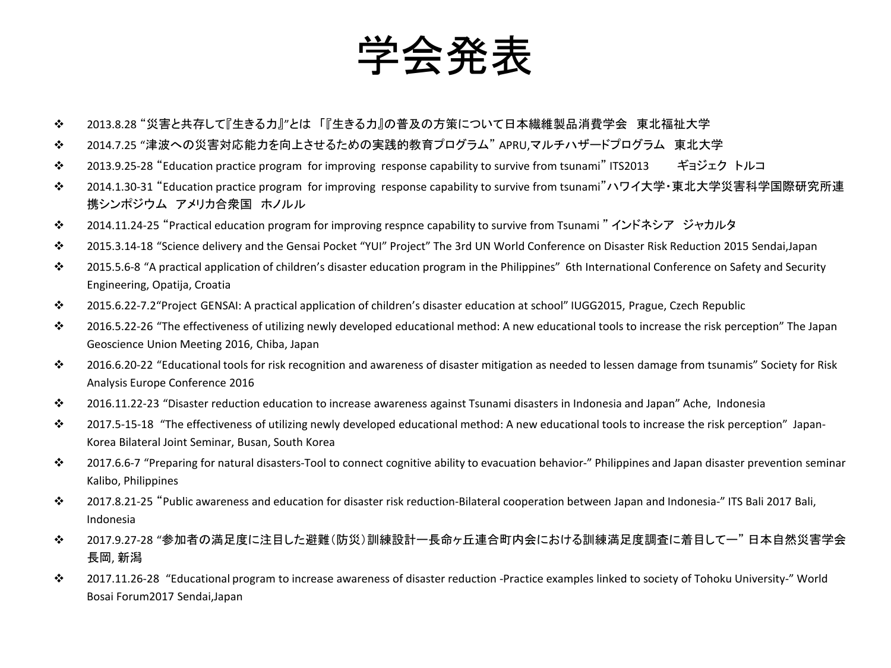# 学会発表

- 2013.8.28 “災害と共存して『生きる力』”とは 「『生きる力』の普及の方策について日本繊維製品消費学会　東北福祉大学
- 2014.7.25 “津波への災害対応能力を向上させるための実践的教育プログラム” APRU,マルチハザードプログラム　東北大学
- 2013.9.25-28 “Education practice program for improving response capability to survive from tsunami” ITS2013　ギョジェク トルコ
- 2014.1.30-31 “Education practice program for improving response capability to survive from tsunami”ハワイ大学・東北大学災害科学国際研究所連携シンポジウム　アメリカ合衆国　ホノルル
- 2014.11.24-25 “Practical education program for improving respnce capability to survive from Tsunami ” インドネシア　ジャカルタ
- 2015.3.14-18 “Science delivery and the Gensai Pocket “YUI” Project” The 3rd UN World Conference on Disaster Risk Reduction 2015 Sendai,Japan
- 2015.5.6-8 “A practical application of children’s disaster education program in the Philippines” 6th International Conference on Safety and Security Engineering, Opatija, Croatia
- 2015.6.22-7.2“Project GENSAI: A practical application of children’s disaster education at school” IUGG2015, Prague, Czech Republic
- 2016.5.22-26 “The effectiveness of utilizing newly developed educational method: A new educational tools to increase the risk perception” The Japan Geoscience Union Meeting 2016, Chiba, Japan
- 2016.6.20-22 “Educational tools for risk recognition and awareness of disaster mitigation as needed to lessen damage from tsunamis” Society for Risk Analysis Europe Conference 2016
- 2016.11.22-23 “Disaster reduction education to increase awareness against Tsunami disasters in Indonesia and Japan” Ache, Indonesia
- 2017.5-15-18 “The effectiveness of utilizing newly developed educational method: A new educational tools to increase the risk perception” Japan-Korea Bilateral Joint Seminar, Busan, South Korea
- 2017.6.6-7 “Preparing for natural disasters-Tool to connect cognitive ability to evacuation behavior-” Philippines and Japan disaster prevention seminar Kalibo, Philippines
- 2017.8.21-25 “Public awareness and education for disaster risk reduction-Bilateral cooperation between Japan and Indonesia-” ITS Bali 2017 Bali, Indonesia
- 2017.9.27-28 “参加者の満足度に注目した避難（防災）訓練設計ー長命ヶ丘連合町内会における訓練満足度調査に着目してー” 日本自然災害学会 長岡, 新潟
- 2017.11.26-28 “Educational program to increase awareness of disaster reduction -Practice examples linked to society of Tohoku University-” World Bosai Forum2017 Sendai,Japan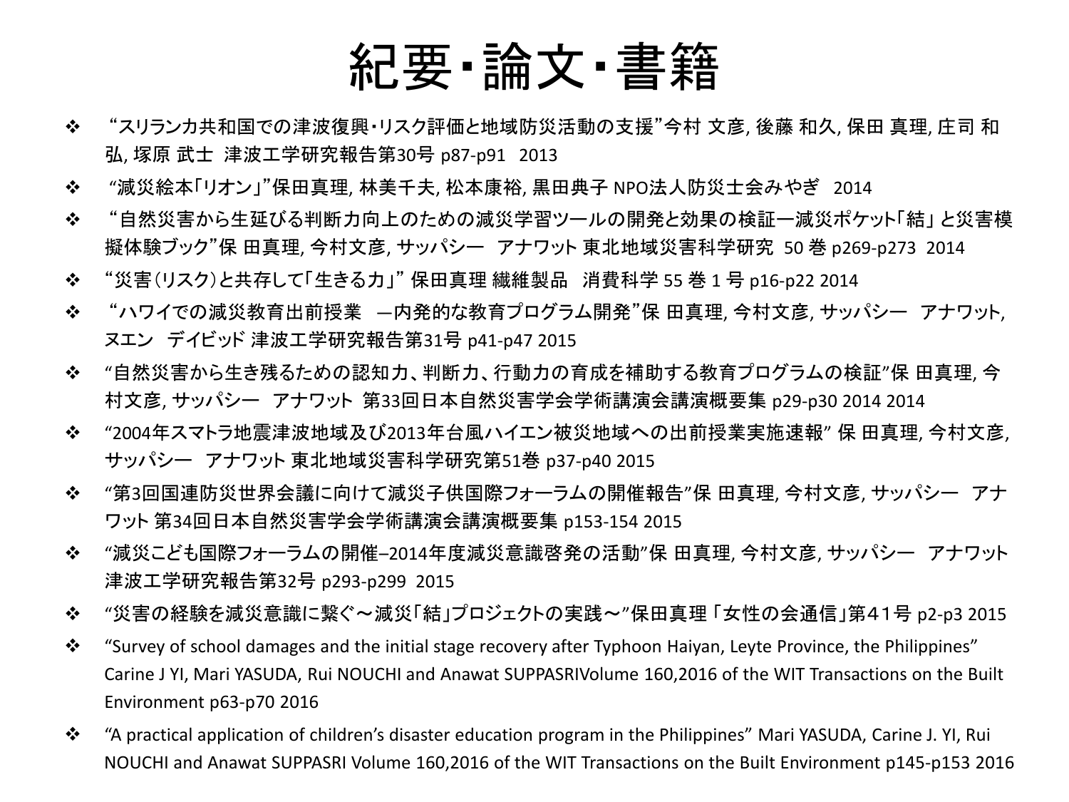# 紀要・論文・書籍

- “スリランカ共和国での津波復興・リスク評価と地域防災活動の支援”今村 文彦, 後藤 和久, 保田 真理, 庄司 和弘, 塚原 武士 津波工学研究報告第30号 p87-p91 2013
- “減災絵本「リオン」”保田真理, 林美千夫, 松本康裕, 黒田典子 NPO法人防災士会みやぎ 2014
- “自然災害から生延びる判断力向上のための減災学習ツールの開発と効果の検証ー減災ポケット「結」と災害模擬体験ブック”保 田真理, 今村文彦, サッパシー アナワット 東北地域災害科学研究 50 巻 p269-p273 2014
- “災害（リスク）と共存して「生きる力」” 保田真理 繊維製品 消費科学 55 巻 1 号 p16-p22 2014
- “ハワイでの減災教育出前授業 ―内発的な教育プログラム開発”保 田真理, 今村文彦, サッパシー アナワット, ヌエン デイビッド 津波工学研究報告第31号 p41-p47 2015
- “自然災害から生き残るための認知力、判断力、行動力の育成を補助する教育プログラムの検証”保 田真理, 今村文彦, サッパシー アナワット 第33回日本自然災害学会学術講演会講演概要集 p29-p30 2014 2014
- “2004年スマトラ地震津波地域及び2013年台風ハイエン被災地域への出前授業実施速報” 保 田真理, 今村文彦, サッパシー アナワット 東北地域災害科学研究第51巻 p37-p40 2015
- “第3回国連防災世界会議に向けて減災子供国際フォーラムの開催報告”保 田真理, 今村文彦, サッパシー アナワット 第34回日本自然災害学会学術講演会講演概要集 p153-154 2015
- “減災こども国際フォーラムの開催–2014年度減災意識啓発の活動”保 田真理, 今村文彦, サッパシー アナワット 津波工学研究報告第32号 p293-p299 2015
- “災害の経験を減災意識に繋ぐ～減災「結」プロジェクトの実践～”保田真理 「女性の会通信」第４1号 p2-p3 2015
- “Survey of school damages and the initial stage recovery after Typhoon Haiyan, Leyte Province, the Philippines” Carine J YI, Mari YASUDA, Rui NOUCHI and Anawat SUPPASRIVolume 160,2016 of the WIT Transactions on the Built Environment p63-p70 2016
- “A practical application of children’s disaster education program in the Philippines” Mari YASUDA, Carine J. YI, Rui NOUCHI and Anawat SUPPASRI Volume 160,2016 of the WIT Transactions on the Built Environment p145-p153 2016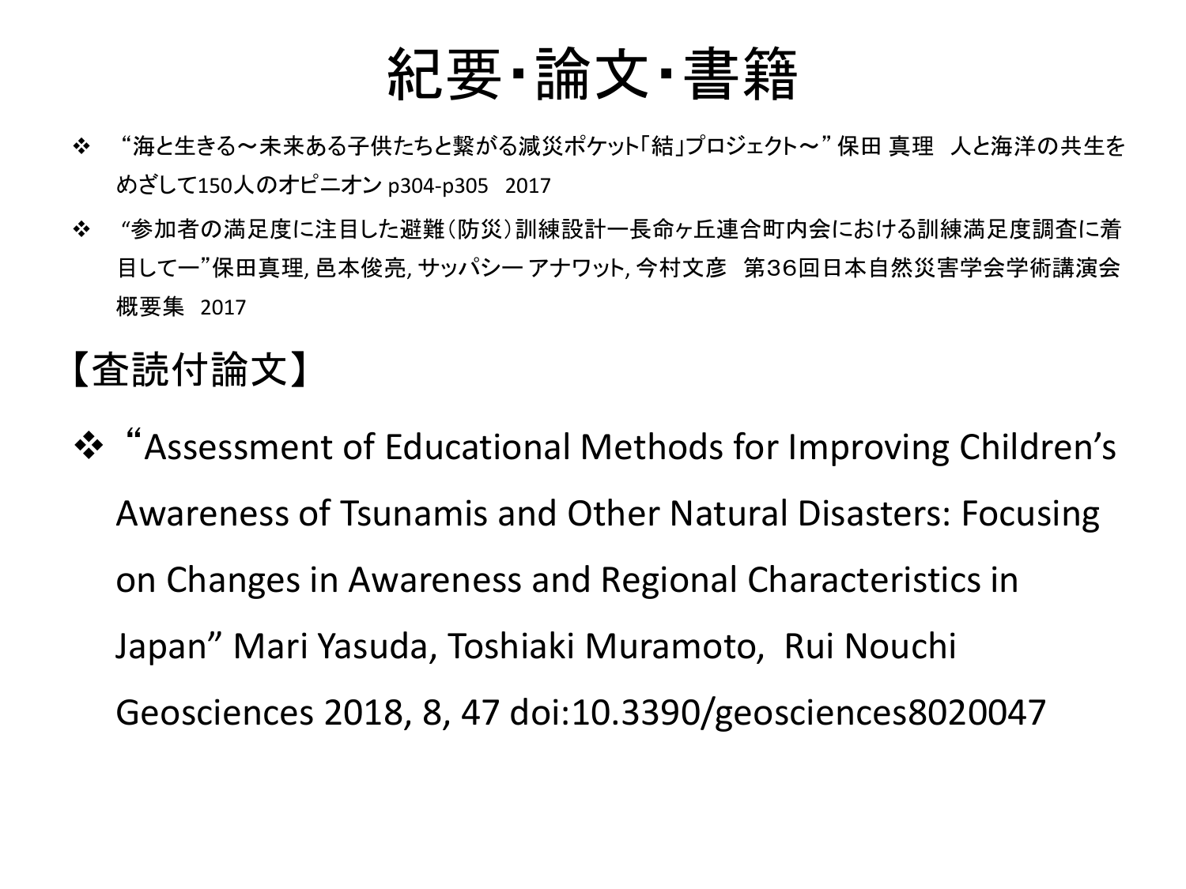# 紀要・論文・書籍

- “海と生きる～未来ある子供たちと繋がる減災ポケット「結」プロジェクト～” 保田 真理　人と海洋の共生をめざして150人のオピニオン p304-p305　2017
- “参加者の満足度に注目した避難（防災）訓練設計ー長命ヶ丘連合町内会における訓練満足度調査に着目してー”保田真理, 邑本俊亮, サッパシー アナワット, 今村文彦　第36回日本自然災害学会学術講演会概要集　2017

## 【査読付論文】

- “Assessment of Educational Methods for Improving Children’s Awareness of Tsunamis and Other Natural Disasters: Focusing on Changes in Awareness and Regional Characteristics in Japan” Mari Yasuda, Toshiaki Muramoto, Rui Nouchi Geosciences 2018, 8, 47 doi:10.3390/geosciences8020047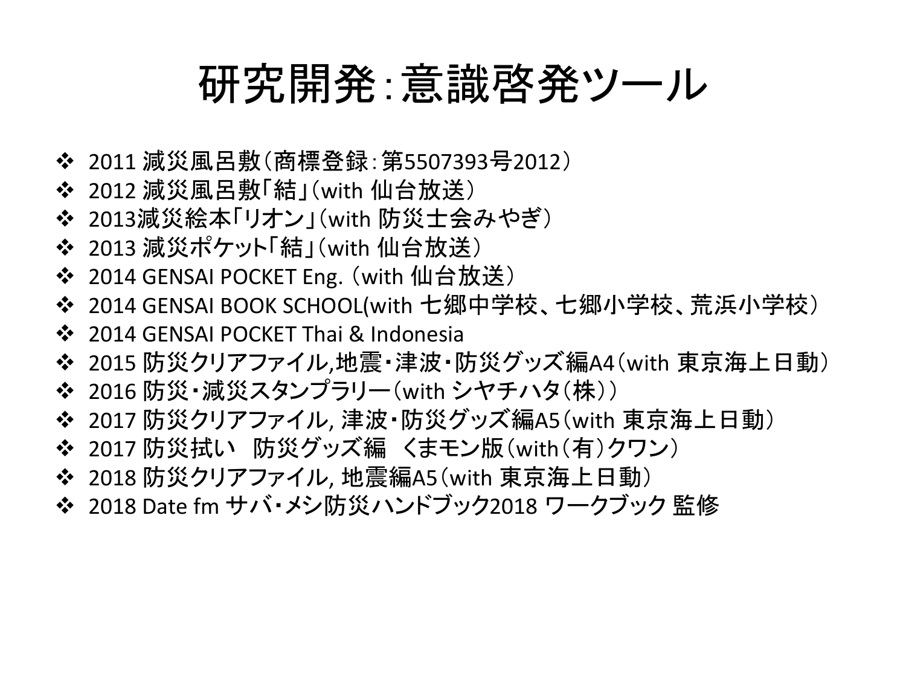# 研究開発:意識啓発ツール

- 2011 減災風呂敷（商標登録:第5507393号2012）
- 2012 減災風呂敷「結」（with 仙台放送）
- 2013減災絵本「リオン」（with 防災士会みやぎ）
- 2013 減災ポケット「結」（with 仙台放送）
- 2014 GENSAI POCKET Eng. （with 仙台放送）
- 2014 GENSAI BOOK SCHOOL(with 七郷中学校、七郷小学校、荒浜小学校）
- 2014 GENSAI POCKET Thai & Indonesia
- 2015 防災クリアファイル,地震・津波・防災グッズ編A4（with 東京海上日動）
- 2016 防災・減災スタンプラリー（with シヤチハタ（株））
- 2017 防災クリアファイル, 津波・防災グッズ編A5（with 東京海上日動）
- 2017 防災拭い　防災グッズ編　くまモン版（with（有）クワン）
- 2018 防災クリアファイル, 地震編A5（with 東京海上日動）
- 2018 Date fm サバ・メシ防災ハンドブック2018 ワークブック 監修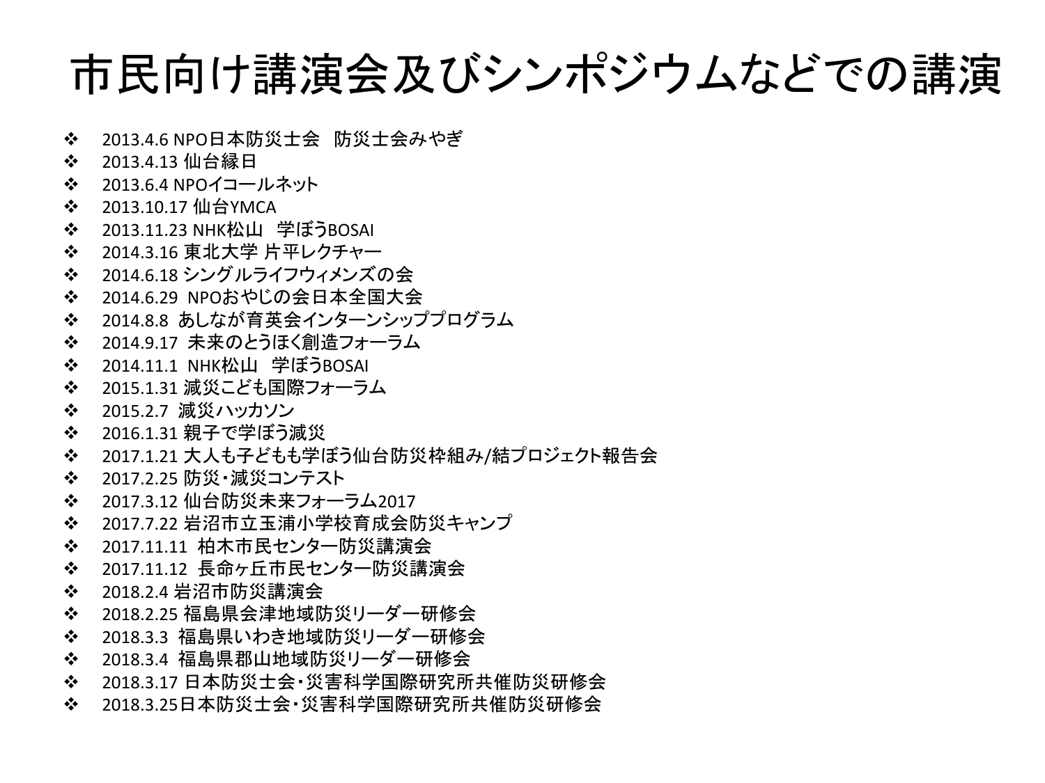# 市民向け講演会及びシンポジウムなどでの講演

- 2013.4.6 NPO日本防災士会　防災士会みやぎ
- 2013.4.13 仙台縁日
- 2013.6.4 NPOイコールネット
- 2013.10.17 仙台YMCA
- 2013.11.23 NHK松山　学ぼうBOSAI
- 2014.3.16 東北大学 片平レクチャー
- 2014.6.18 シングルライフウィメンズの会
- 2014.6.29 NPOおやじの会日本全国大会
- 2014.8.8 あしなが育英会インターンシッププログラム
- 2014.9.17 未来のとうほく創造フォーラム
- 2014.11.1 NHK松山　学ぼうBOSAI
- 2015.1.31 減災こども国際フォーラム
- 2015.2.7 減災ハッカソン
- 2016.1.31 親子で学ぼう減災
- 2017.1.21 大人も子どもも学ぼう仙台防災枠組み/結プロジェクト報告会
- 2017.2.25 防災・減災コンテスト
- 2017.3.12 仙台防災未来フォーラム2017
- 2017.7.22 岩沼市立玉浦小学校育成会防災キャンプ
- 2017.11.11 柏木市民センター防災講演会
- 2017.11.12 長命ヶ丘市民センター防災講演会
- 2018.2.4 岩沼市防災講演会
- 2018.2.25 福島県会津地域防災リーダー研修会
- 2018.3.3 福島県いわき地域防災リーダー研修会
- 2018.3.4 福島県郡山地域防災リーダー研修会
- 2018.3.17 日本防災士会・災害科学国際研究所共催防災研修会
- 2018.3.25日本防災士会・災害科学国際研究所共催防災研修会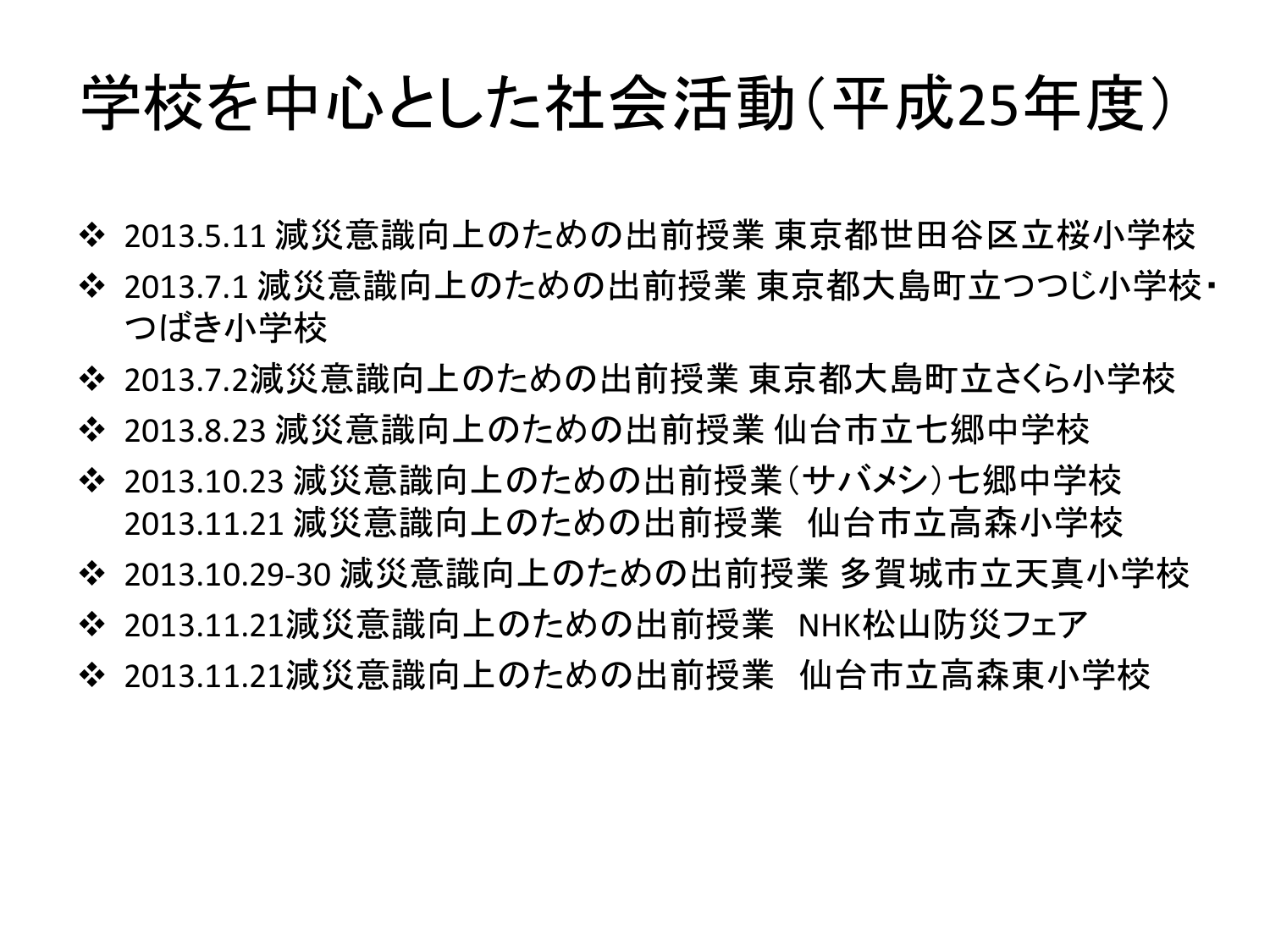# 学校を中心とした社会活動（平成25年度）

- 2013.5.11 減災意識向上のための出前授業 東京都世田谷区立桜小学校
- 2013.7.1 減災意識向上のための出前授業 東京都大島町立つつじ小学校・つばき小学校
- 2013.7.2減災意識向上のための出前授業 東京都大島町立さくら小学校
- 2013.8.23 減災意識向上のための出前授業 仙台市立七郷中学校
- 2013.10.23 減災意識向上のための出前授業（サバメシ）七郷中学校
  2013.11.21 減災意識向上のための出前授業　仙台市立高森小学校
- 2013.10.29-30 減災意識向上のための出前授業 多賀城市立天真小学校
- 2013.11.21減災意識向上のための出前授業　NHK松山防災フェア
- 2013.11.21減災意識向上のための出前授業　仙台市立高森東小学校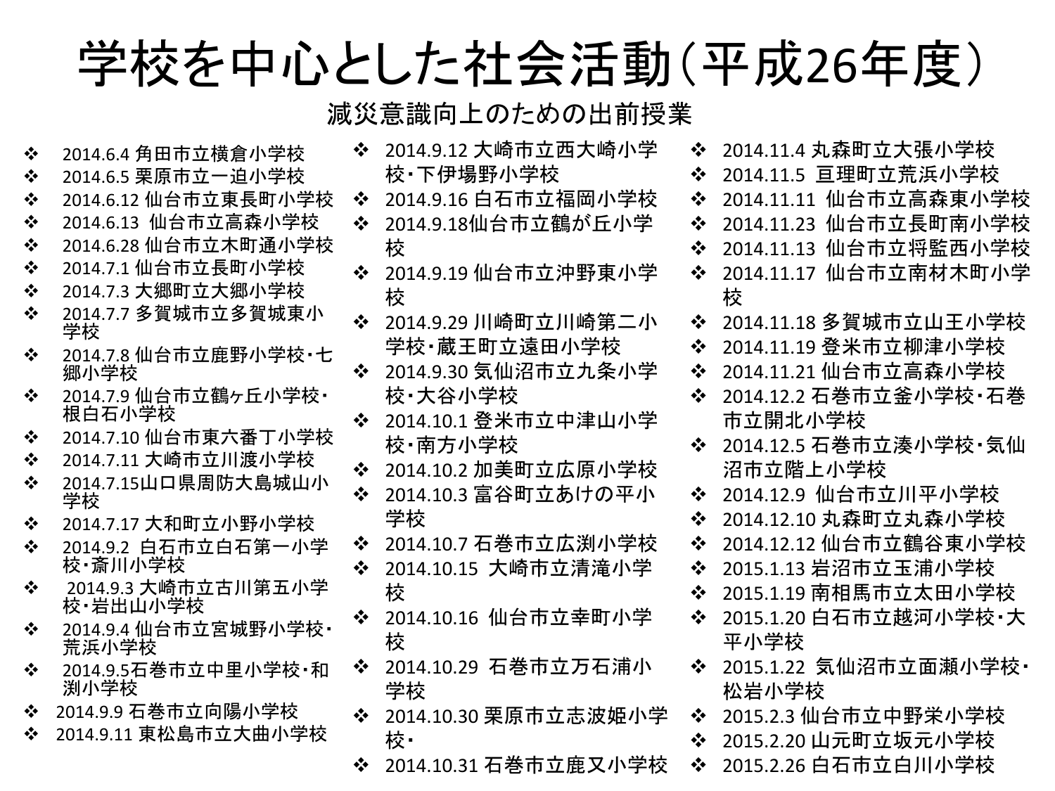# 学校を中心とした社会活動（平成26年度）

## 減災意識向上のための出前授業

- 2014.6.4 角田市立横倉小学校
- 2014.6.5 栗原市立一迫小学校
- 2014.6.12 仙台市立東長町小学校
- 2014.6.13  仙台市立高森小学校
- 2014.6.28 仙台市立木町通小学校
- 2014.7.1 仙台市立長町小学校
- 2014.7.3 大郷町立大郷小学校
- 2014.7.7 多賀城市立多賀城東小学校
- 2014.7.8 仙台市立鹿野小学校･七郷小学校
- 2014.7.9 仙台市立鶴ヶ丘小学校･根白石小学校
- 2014.7.10 仙台市東六番丁小学校
- 2014.7.11 大崎市立川渡小学校
- 2014.7.15山口県周防大島城山小学校
- 2014.7.17 大和町立小野小学校
- 2014.9.2  白石市立白石第一小学校･斎川小学校
- 2014.9.3 大崎市立古川第五小学校･岩出山小学校
- 2014.9.4 仙台市立宮城野小学校･荒浜小学校
- 2014.9.5石巻市立中里小学校･和渕小学校
- 2014.9.9 石巻市立向陽小学校
- 2014.9.11 東松島市立大曲小学校
- 2014.9.12 大崎市立西大崎小学校･下伊場野小学校
- 2014.9.16 白石市立福岡小学校
- 2014.9.18仙台市立鶴が丘小学校
- 2014.9.19 仙台市立沖野東小学校
- 2014.9.29 川崎町立川崎第二小学校･蔵王町立遠田小学校
- 2014.9.30 気仙沼市立九条小学校･大谷小学校
- 2014.10.1 登米市立中津山小学校･南方小学校
- 2014.10.2 加美町立広原小学校
- 2014.10.3 富谷町立あけの平小学校
- 2014.10.7 石巻市立広渕小学校
- 2014.10.15  大崎市立清滝小学校
- 2014.10.16  仙台市立幸町小学校
- 2014.10.29  石巻市立万石浦小学校
- 2014.10.30 栗原市立志波姫小学校･
- 2014.10.31 石巻市立鹿又小学校
- 2014.11.4 丸森町立大張小学校
- 2014.11.5  亘理町立荒浜小学校
- 2014.11.11  仙台市立高森東小学校
- 2014.11.23  仙台市立長町南小学校
- 2014.11.13  仙台市立将監西小学校
- 2014.11.17  仙台市立南材木町小学校
- 2014.11.18 多賀城市立山王小学校
- 2014.11.19 登米市立柳津小学校
- 2014.11.21 仙台市立高森小学校
- 2014.12.2 石巻市立釜小学校･石巻市立開北小学校
- 2014.12.5 石巻市立湊小学校･気仙沼市立階上小学校
- 2014.12.9  仙台市立川平小学校
- 2014.12.10 丸森町立丸森小学校
- 2014.12.12 仙台市立鶴谷東小学校
- 2015.1.13 岩沼市立玉浦小学校
- 2015.1.19 南相馬市立太田小学校
- 2015.1.20 白石市立越河小学校･大平小学校
- 2015.1.22  気仙沼市立面瀬小学校･松岩小学校
- 2015.2.3 仙台市立中野栄小学校
- 2015.2.20 山元町立坂元小学校
- 2015.2.26 白石市立白川小学校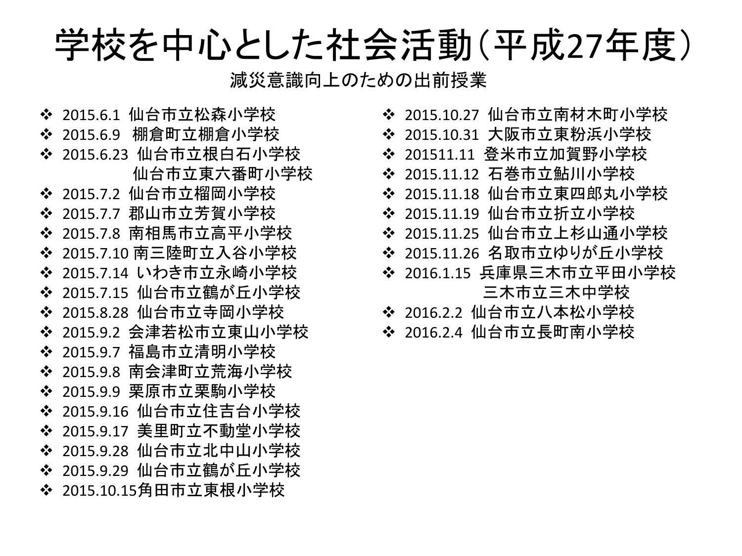# 学校を中心とした社会活動（平成27年度）

## 減災意識向上のための出前授業

- 2015.6.1 仙台市立松森小学校
- 2015.6.9 棚倉町立棚倉小学校
- 2015.6.23 仙台市立根白石小学校
  仙台市立東六番町小学校
- 2015.7.2 仙台市立榴岡小学校
- 2015.7.7 郡山市立芳賀小学校
- 2015.7.8 南相馬市立高平小学校
- 2015.7.10 南三陸町立入谷小学校
- 2015.7.14 いわき市立永崎小学校
- 2015.7.15 仙台市立鶴が丘小学校
- 2015.8.28 仙台市立寺岡小学校
- 2015.9.2 会津若松市立東山小学校
- 2015.9.7 福島市立清明小学校
- 2015.9.8 南会津町立荒海小学校
- 2015.9.9 栗原市立栗駒小学校
- 2015.9.16 仙台市立住吉台小学校
- 2015.9.17 美里町立不動堂小学校
- 2015.9.28 仙台市立北中山小学校
- 2015.9.29 仙台市立鶴が丘小学校
- 2015.10.15角田市立東根小学校
- 2015.10.27 仙台市立南材木町小学校
- 2015.10.31 大阪市立東粉浜小学校
- 201511.11 登米市立加賀野小学校
- 2015.11.12 石巻市立鮎川小学校
- 2015.11.18 仙台市立東四郎丸小学校
- 2015.11.19 仙台市立折立小学校
- 2015.11.25 仙台市立上杉山通小学校
- 2015.11.26 名取市立ゆりが丘小学校
- 2016.1.15 兵庫県三木市立平田小学校
  三木市立三木中学校
- 2016.2.2 仙台市立八本松小学校
- 2016.2.4 仙台市立長町南小学校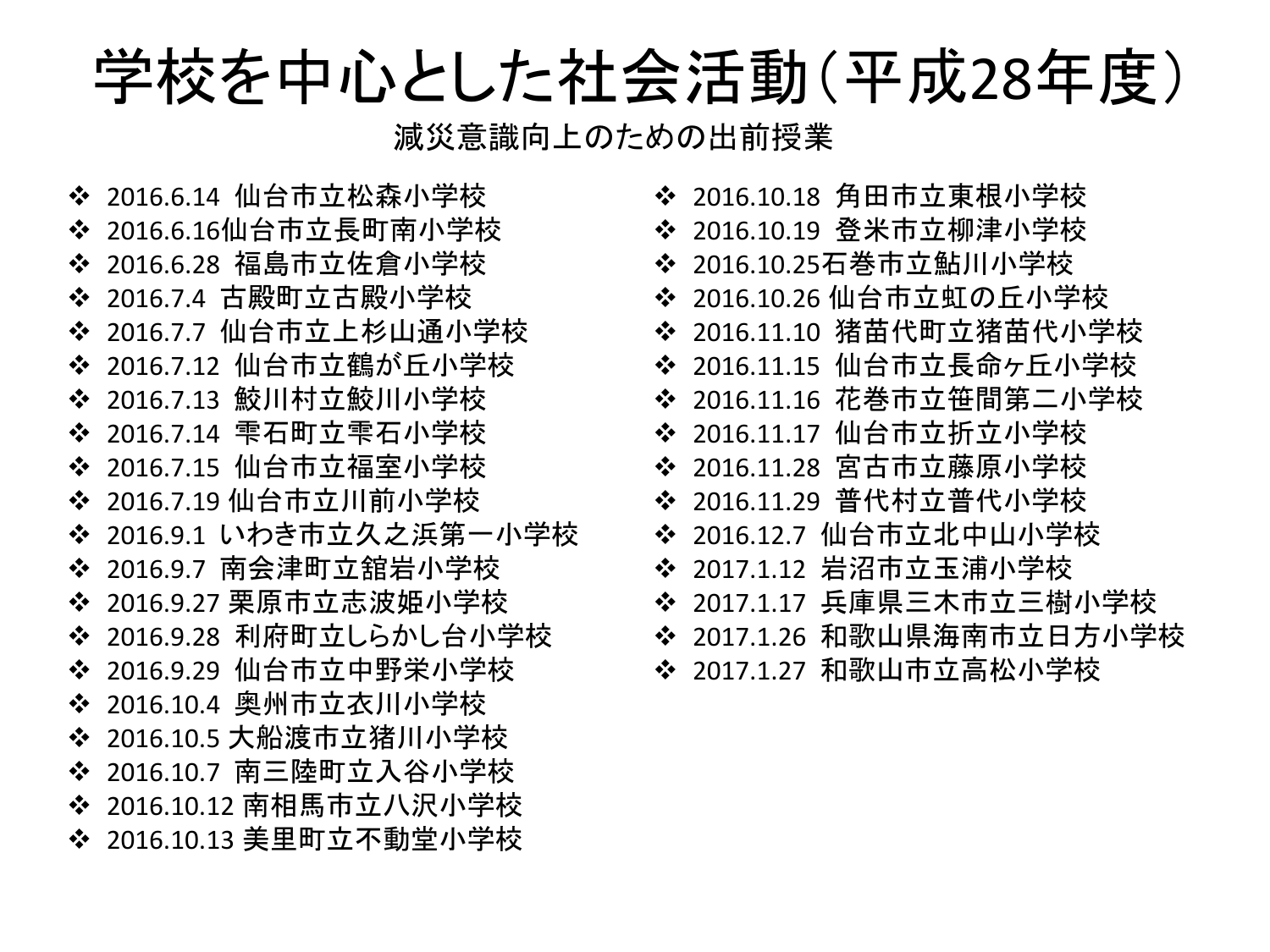# 学校を中心とした社会活動（平成28年度）

## 減災意識向上のための出前授業

- 2016.6.14 仙台市立松森小学校
- 2016.6.16仙台市立長町南小学校
- 2016.6.28 福島市立佐倉小学校
- 2016.7.4 古殿町立古殿小学校
- 2016.7.7 仙台市立上杉山通小学校
- 2016.7.12 仙台市立鶴が丘小学校
- 2016.7.13 鮫川村立鮫川小学校
- 2016.7.14 雫石町立雫石小学校
- 2016.7.15 仙台市立福室小学校
- 2016.7.19 仙台市立川前小学校
- 2016.9.1 いわき市立久之浜第一小学校
- 2016.9.7 南会津町立舘岩小学校
- 2016.9.27 栗原市立志波姫小学校
- 2016.9.28 利府町立しらかし台小学校
- 2016.9.29 仙台市立中野栄小学校
- 2016.10.4 奥州市立衣川小学校
- 2016.10.5 大船渡市立猪川小学校
- 2016.10.7 南三陸町立入谷小学校
- 2016.10.12 南相馬市立八沢小学校
- 2016.10.13 美里町立不動堂小学校
- 2016.10.18 角田市立東根小学校
- 2016.10.19 登米市立柳津小学校
- 2016.10.25石巻市立鮎川小学校
- 2016.10.26 仙台市立虹の丘小学校
- 2016.11.10 猪苗代町立猪苗代小学校
- 2016.11.15 仙台市立長命ヶ丘小学校
- 2016.11.16 花巻市立笹間第二小学校
- 2016.11.17 仙台市立折立小学校
- 2016.11.28 宮古市立藤原小学校
- 2016.11.29 普代村立普代小学校
- 2016.12.7 仙台市立北中山小学校
- 2017.1.12 岩沼市立玉浦小学校
- 2017.1.17 兵庫県三木市立三樹小学校
- 2017.1.26 和歌山県海南市立日方小学校
- 2017.1.27 和歌山市立高松小学校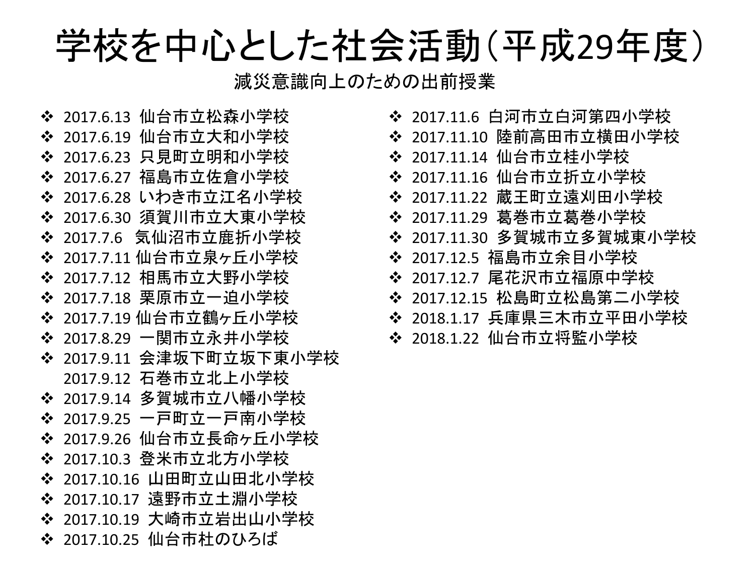# 学校を中心とした社会活動（平成29年度）

減災意識向上のための出前授業

- 2017.6.13 仙台市立松森小学校
- 2017.6.19 仙台市立大和小学校
- 2017.6.23 只見町立明和小学校
- 2017.6.27 福島市立佐倉小学校
- 2017.6.28 いわき市立江名小学校
- 2017.6.30 須賀川市立大東小学校
- 2017.7.6 気仙沼市立鹿折小学校
- 2017.7.11 仙台市立泉ヶ丘小学校
- 2017.7.12 相馬市立大野小学校
- 2017.7.18 栗原市立一迫小学校
- 2017.7.19 仙台市立鶴ヶ丘小学校
- 2017.8.29 一関市立永井小学校
- 2017.9.11 会津坂下町立坂下東小学校
  2017.9.12 石巻市立北上小学校
- 2017.9.14 多賀城市立八幡小学校
- 2017.9.25 一戸町立一戸南小学校
- 2017.9.26 仙台市立長命ヶ丘小学校
- 2017.10.3 登米市立北方小学校
- 2017.10.16 山田町立山田北小学校
- 2017.10.17 遠野市立土淵小学校
- 2017.10.19 大崎市立岩出山小学校
- 2017.10.25 仙台市杜のひろば
- 2017.11.6 白河市立白河第四小学校
- 2017.11.10 陸前高田市立横田小学校
- 2017.11.14 仙台市立桂小学校
- 2017.11.16 仙台市立折立小学校
- 2017.11.22 蔵王町立遠刈田小学校
- 2017.11.29 葛巻市立葛巻小学校
- 2017.11.30 多賀城市立多賀城東小学校
- 2017.12.5 福島市立余目小学校
- 2017.12.7 尾花沢市立福原中学校
- 2017.12.15 松島町立松島第二小学校
- 2018.1.17 兵庫県三木市立平田小学校
- 2018.1.22 仙台市立将監小学校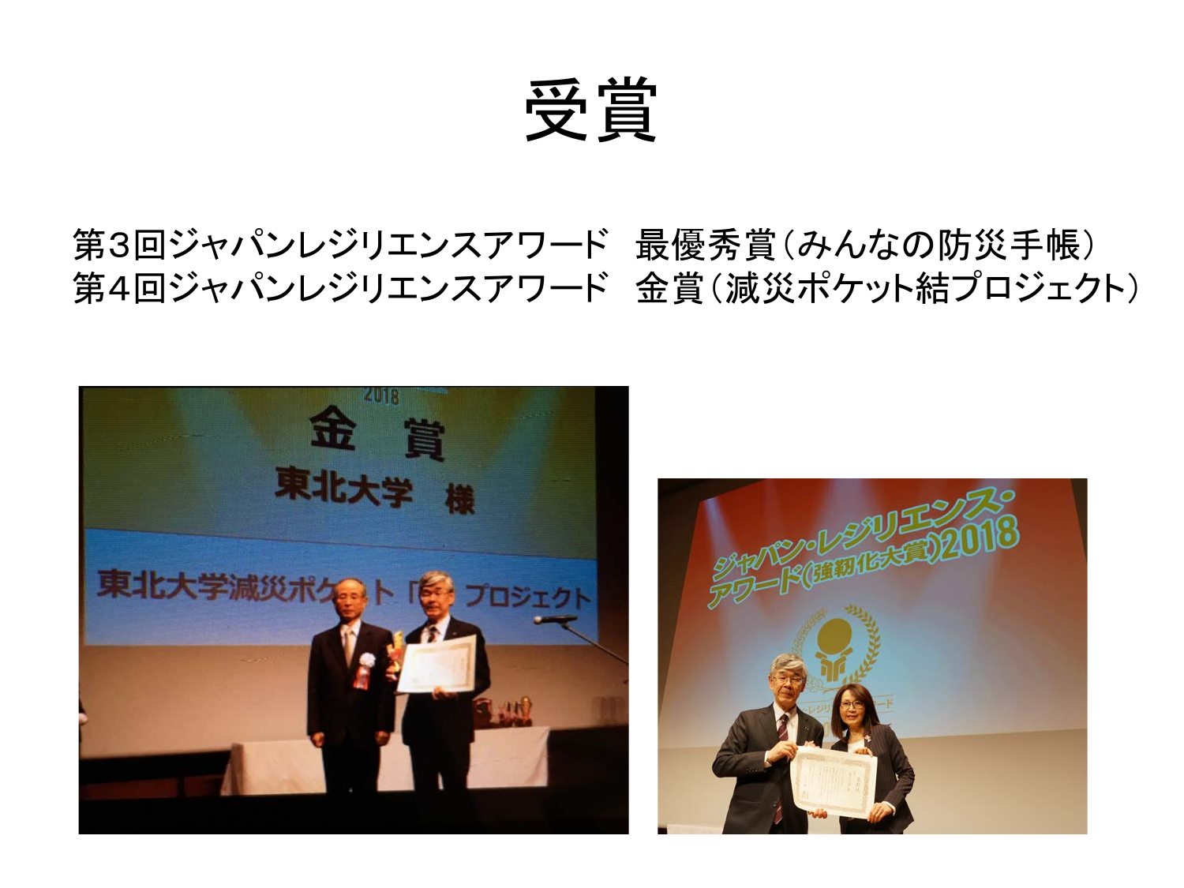# 受賞

第３回ジャパンレジリエンスアワード　最優秀賞（みんなの防災手帳）
第４回ジャパンレジリエンスアワード　金賞（減災ポケット結プロジェクト）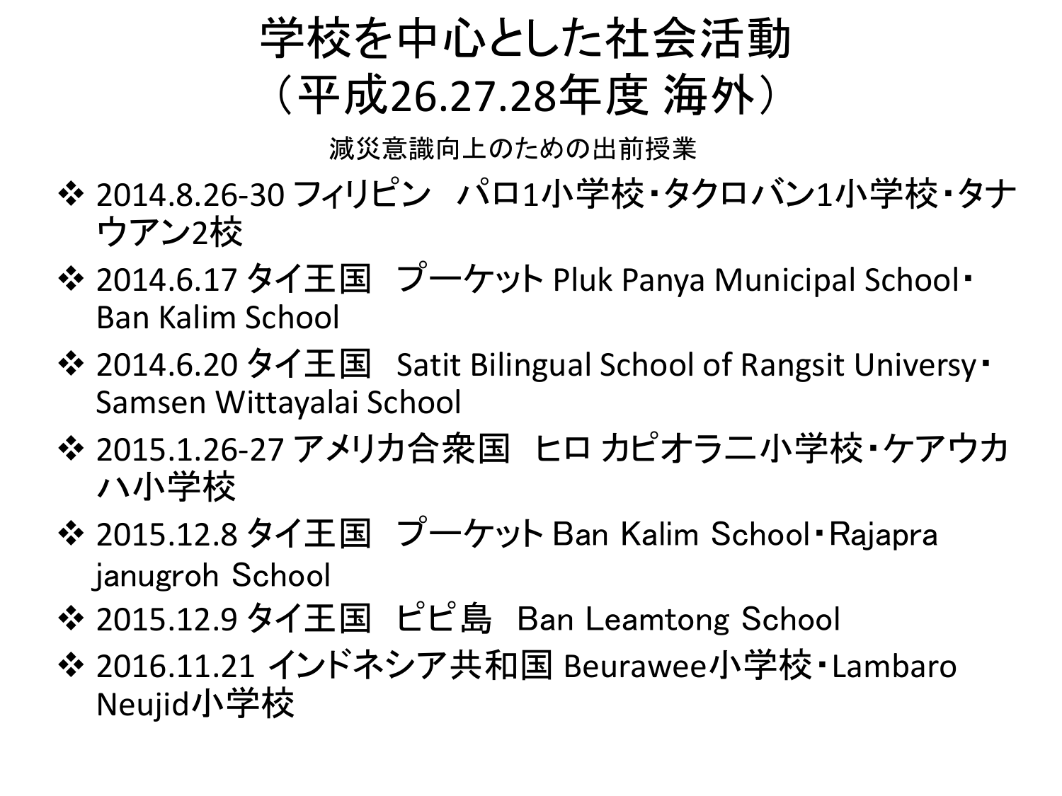# 学校を中心とした社会活動（平成26.27.28年度 海外）

減災意識向上のための出前授業

- 2014.8.26-30 フィリピン　パロ1小学校・タクロバン1小学校・タナウアン2校
- 2014.6.17 タイ王国　プーケット Pluk Panya Municipal School・Ban Kalim School
- 2014.6.20 タイ王国　Satit Bilingual School of Rangsit University・Samsen Wittayalai School
- 2015.1.26-27 アメリカ合衆国　ヒロ カピオラニ小学校・ケアウカハ小学校
- 2015.12.8 タイ王国　プーケット Ban Kalim School・Rajapra janugroh School
- 2015.12.9 タイ王国　ピピ島　Ban Leamtong School
- 2016.11.21 インドネシア共和国 Beurawee小学校・Lambaro Neujid小学校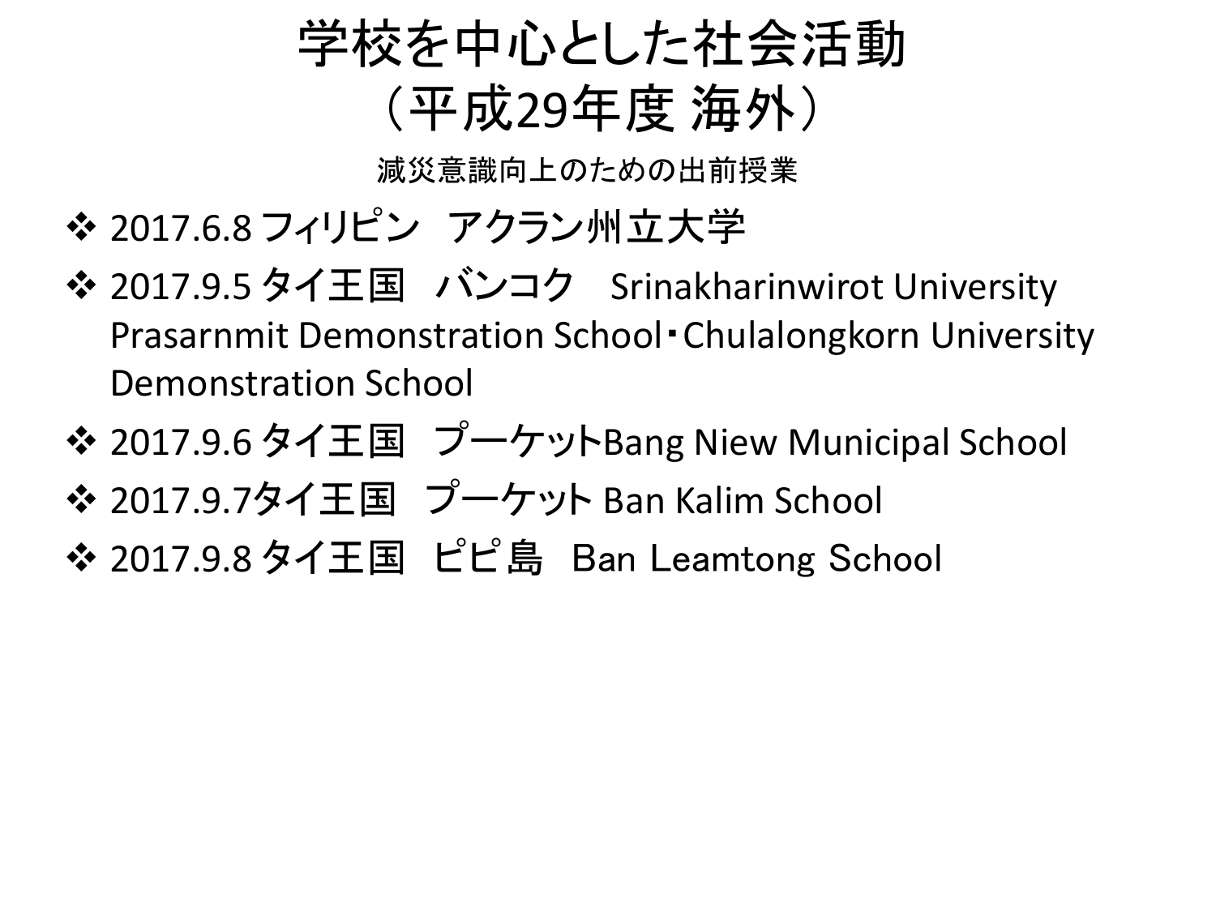# 学校を中心とした社会活動（平成29年度 海外）

減災意識向上のための出前授業

- 2017.6.8 フィリピン　アクラン州立大学
- 2017.9.5 タイ王国　バンコク　Srinakharinwirot University Prasarnmit Demonstration School・Chulalongkorn University Demonstration School
- 2017.9.6 タイ王国　プーケットBang Niew Municipal School
- 2017.9.7タイ王国　プーケット Ban Kalim School
- 2017.9.8 タイ王国　ピピ島　Ban Leamtong School